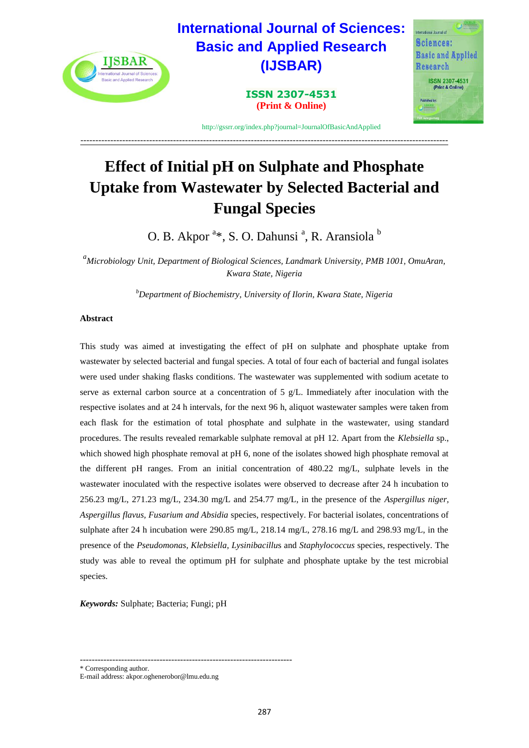# Effect of Initial pH on Sulphate and Phosphate Uptake from Wastewater by Selected Bacterial and Fungal Species

O. B. Akpor [a]*, S. O. Dahunsi [a], R. Aransiola [b]

[a] *Microbiology Unit, Department of Biological Sciences, Landmark University, PMB 1001, OmuAran, Kwara State, Nigeria*

[b] *Department of Biochemistry, University of Ilorin, Kwara State, Nigeria*

## Abstract

This study was aimed at investigating the effect of pH on sulphate and phosphate uptake from wastewater by selected bacterial and fungal species. A total of four each of bacterial and fungal isolates were used under shaking flasks conditions. The wastewater was supplemented with sodium acetate to serve as external carbon source at a concentration of 5 g/L. Immediately after inoculation with the respective isolates and at 24 h intervals, for the next 96 h, aliquot wastewater samples were taken from each flask for the estimation of total phosphate and sulphate in the wastewater, using standard procedures. The results revealed remarkable sulphate removal at pH 12. Apart from the *Klebsiella* sp., which showed high phosphate removal at pH 6, none of the isolates showed high phosphate removal at the different pH ranges. From an initial concentration of 480.22 mg/L, sulphate levels in the wastewater inoculated with the respective isolates were observed to decrease after 24 h incubation to 256.23 mg/L, 271.23 mg/L, 234.30 mg/L and 254.77 mg/L, in the presence of the *Aspergillus niger, Aspergillus flavus, Fusarium and Absidia* species, respectively. For bacterial isolates, concentrations of sulphate after 24 h incubation were 290.85 mg/L, 218.14 mg/L, 278.16 mg/L and 298.93 mg/L, in the presence of the *Pseudomonas, Klebsiella, Lysinibacillus* and *Staphylococcus* species, respectively. The study was able to reveal the optimum pH for sulphate and phosphate uptake by the test microbial species.

***Keywords:*** Sulphate; Bacteria; Fungi; pH

---

\* Corresponding author.
E-mail address: akpor.oghenerobor@lmu.edu.ng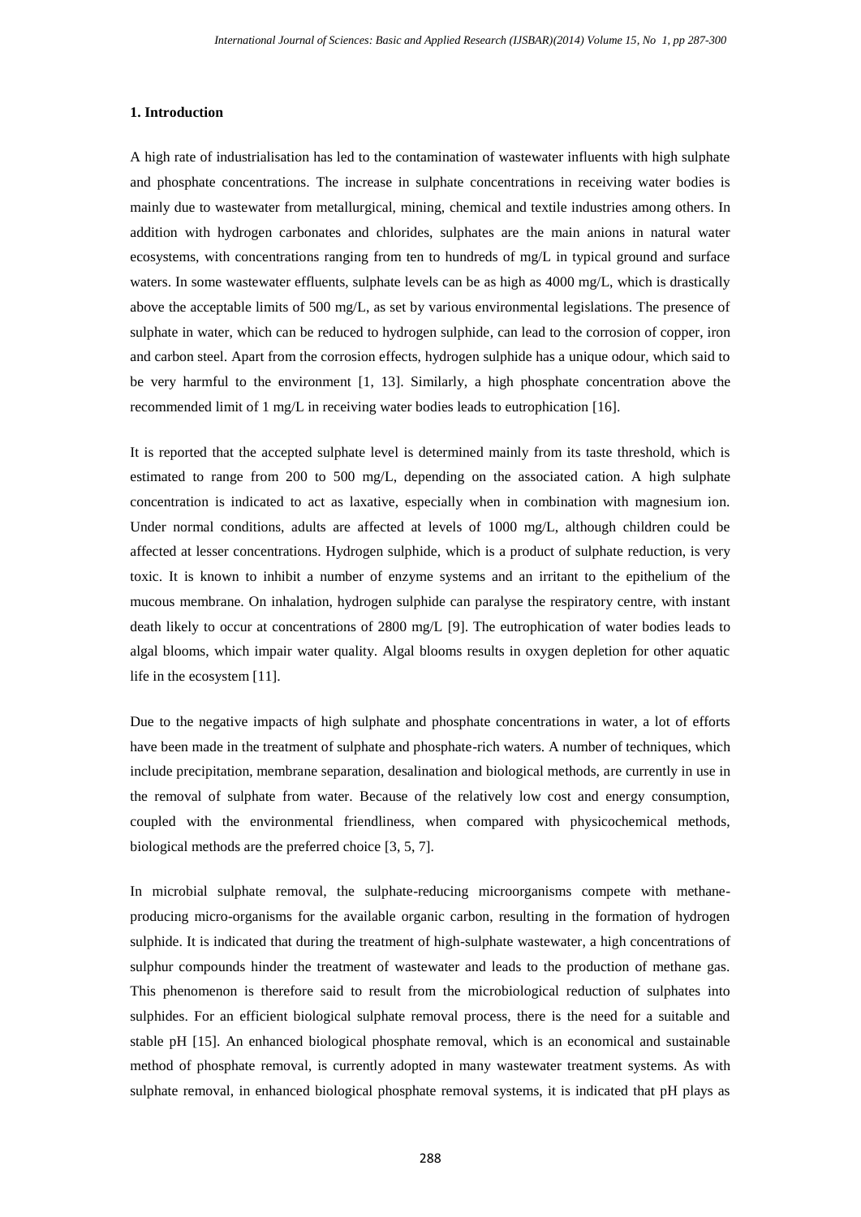## 1. Introduction

A high rate of industrialisation has led to the contamination of wastewater influents with high sulphate and phosphate concentrations. The increase in sulphate concentrations in receiving water bodies is mainly due to wastewater from metallurgical, mining, chemical and textile industries among others. In addition with hydrogen carbonates and chlorides, sulphates are the main anions in natural water ecosystems, with concentrations ranging from ten to hundreds of mg/L in typical ground and surface waters. In some wastewater effluents, sulphate levels can be as high as 4000 mg/L, which is drastically above the acceptable limits of 500 mg/L, as set by various environmental legislations. The presence of sulphate in water, which can be reduced to hydrogen sulphide, can lead to the corrosion of copper, iron and carbon steel. Apart from the corrosion effects, hydrogen sulphide has a unique odour, which said to be very harmful to the environment [1, 13]. Similarly, a high phosphate concentration above the recommended limit of 1 mg/L in receiving water bodies leads to eutrophication [16].

It is reported that the accepted sulphate level is determined mainly from its taste threshold, which is estimated to range from 200 to 500 mg/L, depending on the associated cation. A high sulphate concentration is indicated to act as laxative, especially when in combination with magnesium ion. Under normal conditions, adults are affected at levels of 1000 mg/L, although children could be affected at lesser concentrations. Hydrogen sulphide, which is a product of sulphate reduction, is very toxic. It is known to inhibit a number of enzyme systems and an irritant to the epithelium of the mucous membrane. On inhalation, hydrogen sulphide can paralyse the respiratory centre, with instant death likely to occur at concentrations of 2800 mg/L [9]. The eutrophication of water bodies leads to algal blooms, which impair water quality. Algal blooms results in oxygen depletion for other aquatic life in the ecosystem [11].

Due to the negative impacts of high sulphate and phosphate concentrations in water, a lot of efforts have been made in the treatment of sulphate and phosphate-rich waters. A number of techniques, which include precipitation, membrane separation, desalination and biological methods, are currently in use in the removal of sulphate from water. Because of the relatively low cost and energy consumption, coupled with the environmental friendliness, when compared with physicochemical methods, biological methods are the preferred choice [3, 5, 7].

In microbial sulphate removal, the sulphate-reducing microorganisms compete with methane-producing micro-organisms for the available organic carbon, resulting in the formation of hydrogen sulphide. It is indicated that during the treatment of high-sulphate wastewater, a high concentrations of sulphur compounds hinder the treatment of wastewater and leads to the production of methane gas. This phenomenon is therefore said to result from the microbiological reduction of sulphates into sulphides. For an efficient biological sulphate removal process, there is the need for a suitable and stable pH [15]. An enhanced biological phosphate removal, which is an economical and sustainable method of phosphate removal, is currently adopted in many wastewater treatment systems. As with sulphate removal, in enhanced biological phosphate removal systems, it is indicated that pH plays as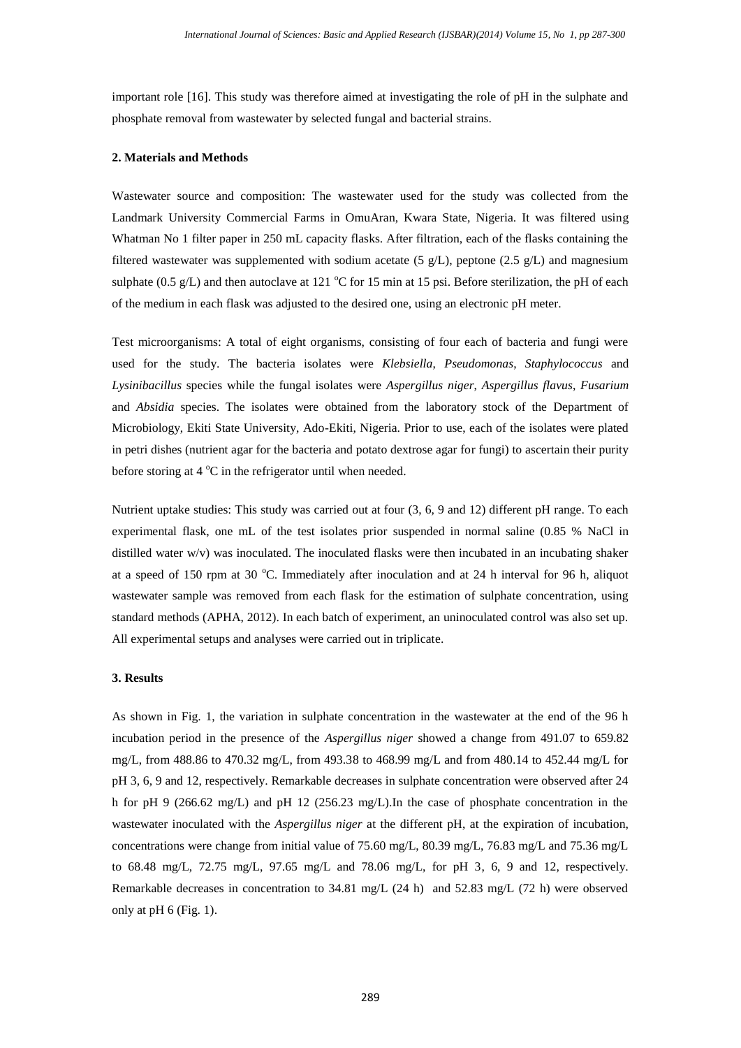important role [16]. This study was therefore aimed at investigating the role of pH in the sulphate and phosphate removal from wastewater by selected fungal and bacterial strains.

## 2. Materials and Methods

Wastewater source and composition: The wastewater used for the study was collected from the Landmark University Commercial Farms in OmuAran, Kwara State, Nigeria. It was filtered using Whatman No 1 filter paper in 250 mL capacity flasks. After filtration, each of the flasks containing the filtered wastewater was supplemented with sodium acetate (5 g/L), peptone (2.5 g/L) and magnesium sulphate (0.5 g/L) and then autoclave at 121 $^{o}$C for 15 min at 15 psi. Before sterilization, the pH of each of the medium in each flask was adjusted to the desired one, using an electronic pH meter.

Test microorganisms: A total of eight organisms, consisting of four each of bacteria and fungi were used for the study. The bacteria isolates were *Klebsiella*, *Pseudomonas*, *Staphylococcus* and *Lysinibacillus* species while the fungal isolates were *Aspergillus niger*, *Aspergillus flavus*, *Fusarium* and *Absidia* species. The isolates were obtained from the laboratory stock of the Department of Microbiology, Ekiti State University, Ado-Ekiti, Nigeria. Prior to use, each of the isolates were plated in petri dishes (nutrient agar for the bacteria and potato dextrose agar for fungi) to ascertain their purity before storing at 4 $^{o}$C in the refrigerator until when needed.

Nutrient uptake studies: This study was carried out at four (3, 6, 9 and 12) different pH range. To each experimental flask, one mL of the test isolates prior suspended in normal saline (0.85 % NaCl in distilled water w/v) was inoculated. The inoculated flasks were then incubated in an incubating shaker at a speed of 150 rpm at 30 $^{o}$C. Immediately after inoculation and at 24 h interval for 96 h, aliquot wastewater sample was removed from each flask for the estimation of sulphate concentration, using standard methods (APHA, 2012). In each batch of experiment, an uninoculated control was also set up. All experimental setups and analyses were carried out in triplicate.

## 3. Results

As shown in Fig. 1, the variation in sulphate concentration in the wastewater at the end of the 96 h incubation period in the presence of the *Aspergillus niger* showed a change from 491.07 to 659.82 mg/L, from 488.86 to 470.32 mg/L, from 493.38 to 468.99 mg/L and from 480.14 to 452.44 mg/L for pH 3, 6, 9 and 12, respectively. Remarkable decreases in sulphate concentration were observed after 24 h for pH 9 (266.62 mg/L) and pH 12 (256.23 mg/L).In the case of phosphate concentration in the wastewater inoculated with the *Aspergillus niger* at the different pH, at the expiration of incubation, concentrations were change from initial value of 75.60 mg/L, 80.39 mg/L, 76.83 mg/L and 75.36 mg/L to 68.48 mg/L, 72.75 mg/L, 97.65 mg/L and 78.06 mg/L, for pH 3, 6, 9 and 12, respectively. Remarkable decreases in concentration to 34.81 mg/L (24 h) and 52.83 mg/L (72 h) were observed only at pH 6 (Fig. 1).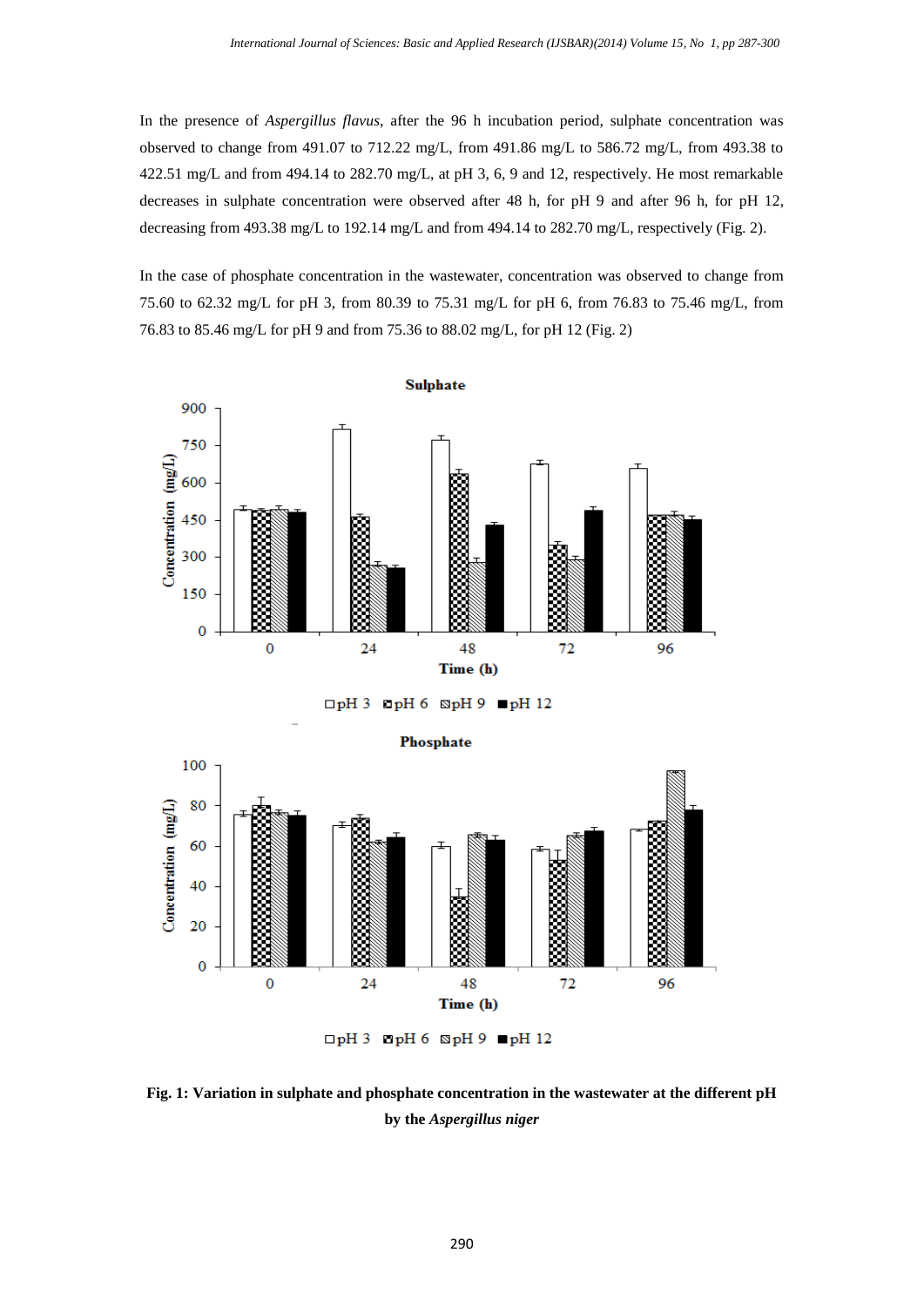In the presence of *Aspergillus flavus*, after the 96 h incubation period, sulphate concentration was observed to change from 491.07 to 712.22 mg/L, from 491.86 mg/L to 586.72 mg/L, from 493.38 to 422.51 mg/L and from 494.14 to 282.70 mg/L, at pH 3, 6, 9 and 12, respectively. He most remarkable decreases in sulphate concentration were observed after 48 h, for pH 9 and after 96 h, for pH 12, decreasing from 493.38 mg/L to 192.14 mg/L and from 494.14 to 282.70 mg/L, respectively (Fig. 2).

In the case of phosphate concentration in the wastewater, concentration was observed to change from 75.60 to 62.32 mg/L for pH 3, from 80.39 to 75.31 mg/L for pH 6, from 76.83 to 75.46 mg/L, from 76.83 to 85.46 mg/L for pH 9 and from 75.36 to 88.02 mg/L, for pH 12 (Fig. 2)

**Fig. 1: Variation in sulphate and phosphate concentration in the wastewater at the different pH by the *Aspergillus niger***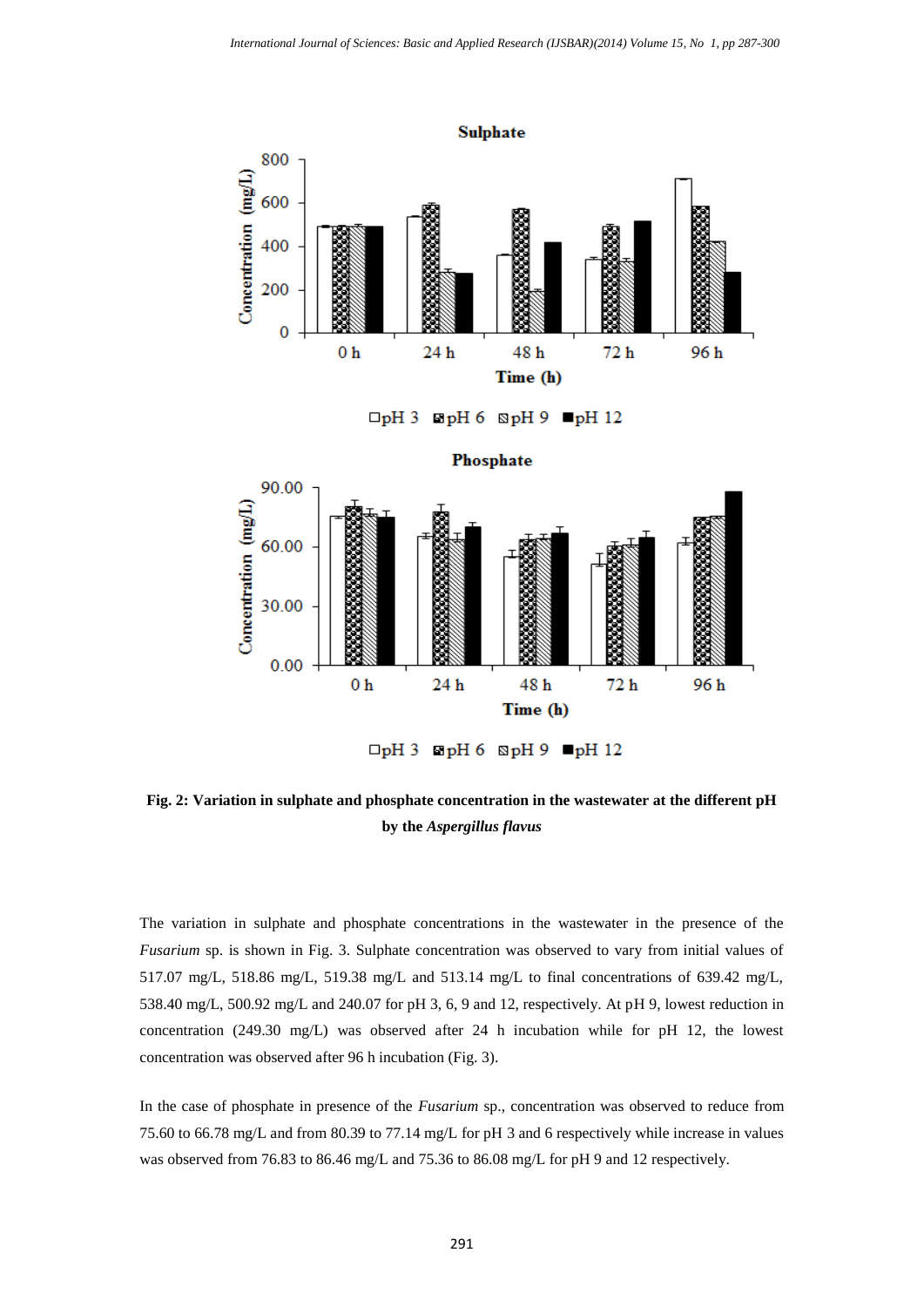**Fig. 2: Variation in sulphate and phosphate concentration in the wastewater at the different pH by the *Aspergillus flavus***

The variation in sulphate and phosphate concentrations in the wastewater in the presence of the *Fusarium* sp. is shown in Fig. 3. Sulphate concentration was observed to vary from initial values of 517.07 mg/L, 518.86 mg/L, 519.38 mg/L and 513.14 mg/L to final concentrations of 639.42 mg/L, 538.40 mg/L, 500.92 mg/L and 240.07 for pH 3, 6, 9 and 12, respectively. At pH 9, lowest reduction in concentration (249.30 mg/L) was observed after 24 h incubation while for pH 12, the lowest concentration was observed after 96 h incubation (Fig. 3).

In the case of phosphate in presence of the *Fusarium* sp., concentration was observed to reduce from 75.60 to 66.78 mg/L and from 80.39 to 77.14 mg/L for pH 3 and 6 respectively while increase in values was observed from 76.83 to 86.46 mg/L and 75.36 to 86.08 mg/L for pH 9 and 12 respectively.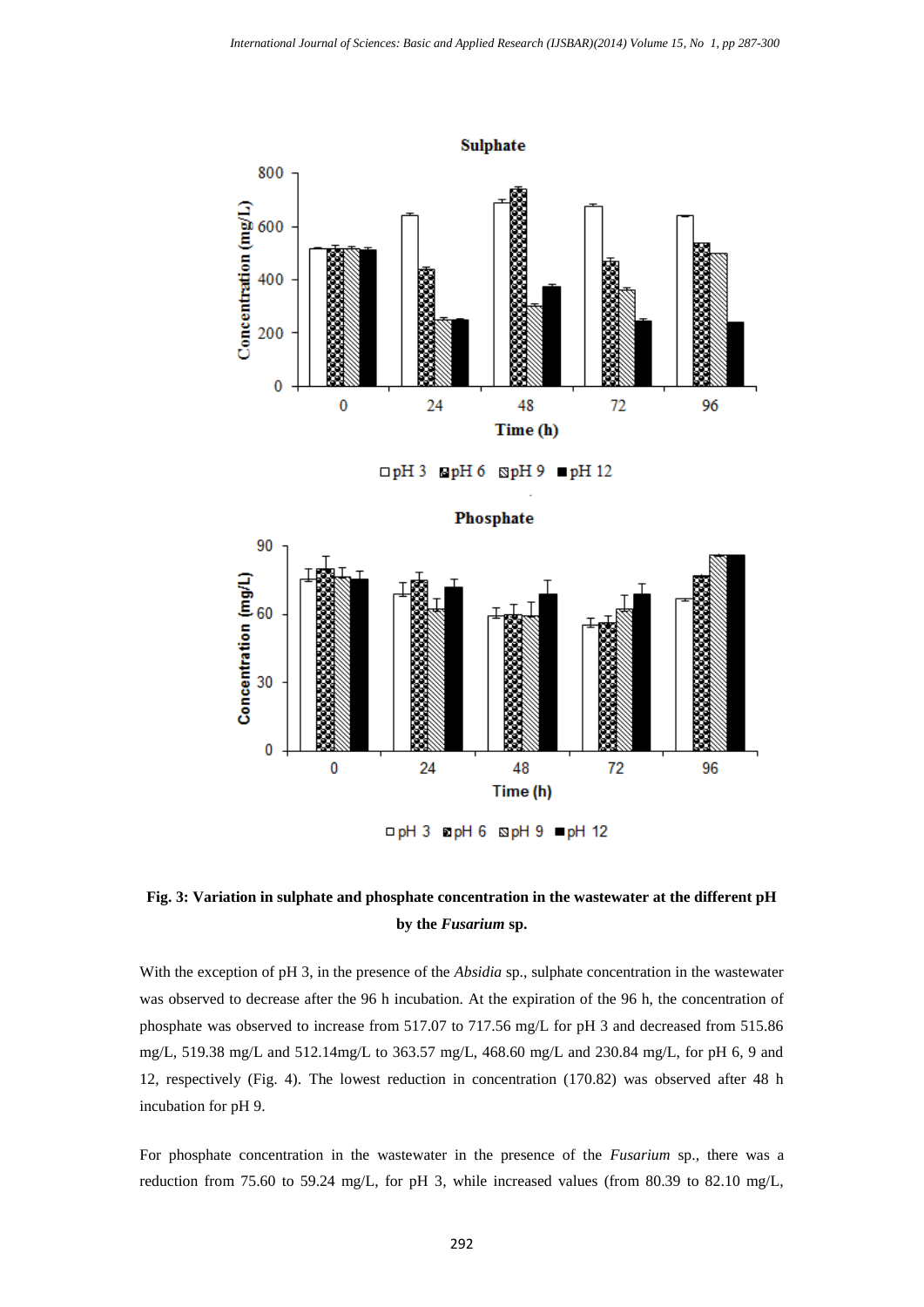**Fig. 3: Variation in sulphate and phosphate concentration in the wastewater at the different pH by the *Fusarium* sp.**

With the exception of pH 3, in the presence of the *Absidia* sp., sulphate concentration in the wastewater was observed to decrease after the 96 h incubation. At the expiration of the 96 h, the concentration of phosphate was observed to increase from 517.07 to 717.56 mg/L for pH 3 and decreased from 515.86 mg/L, 519.38 mg/L and 512.14mg/L to 363.57 mg/L, 468.60 mg/L and 230.84 mg/L, for pH 6, 9 and 12, respectively (Fig. 4). The lowest reduction in concentration (170.82) was observed after 48 h incubation for pH 9.

For phosphate concentration in the wastewater in the presence of the *Fusarium* sp., there was a reduction from 75.60 to 59.24 mg/L, for pH 3, while increased values (from 80.39 to 82.10 mg/L,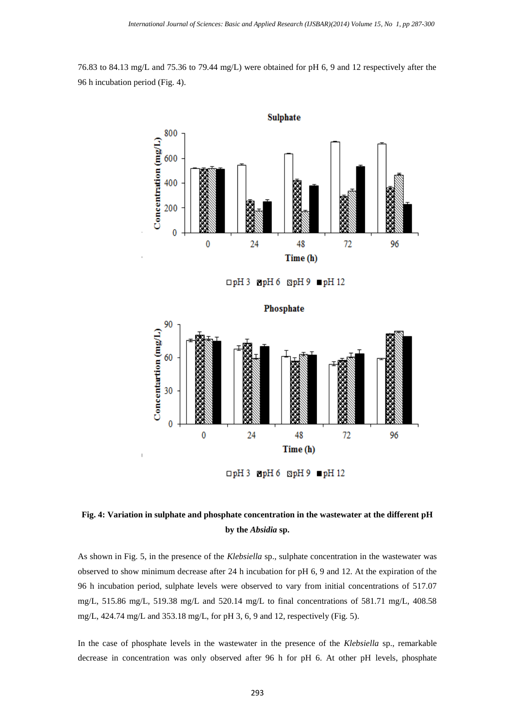76.83 to 84.13 mg/L and 75.36 to 79.44 mg/L) were obtained for pH 6, 9 and 12 respectively after the 96 h incubation period (Fig. 4).

**Fig. 4: Variation in sulphate and phosphate concentration in the wastewater at the different pH by the *Absidia* sp.**

As shown in Fig. 5, in the presence of the *Klebsiella* sp., sulphate concentration in the wastewater was observed to show minimum decrease after 24 h incubation for pH 6, 9 and 12. At the expiration of the 96 h incubation period, sulphate levels were observed to vary from initial concentrations of 517.07 mg/L, 515.86 mg/L, 519.38 mg/L and 520.14 mg/L to final concentrations of 581.71 mg/L, 408.58 mg/L, 424.74 mg/L and 353.18 mg/L, for pH 3, 6, 9 and 12, respectively (Fig. 5).

In the case of phosphate levels in the wastewater in the presence of the *Klebsiella* sp., remarkable decrease in concentration was only observed after 96 h for pH 6. At other pH levels, phosphate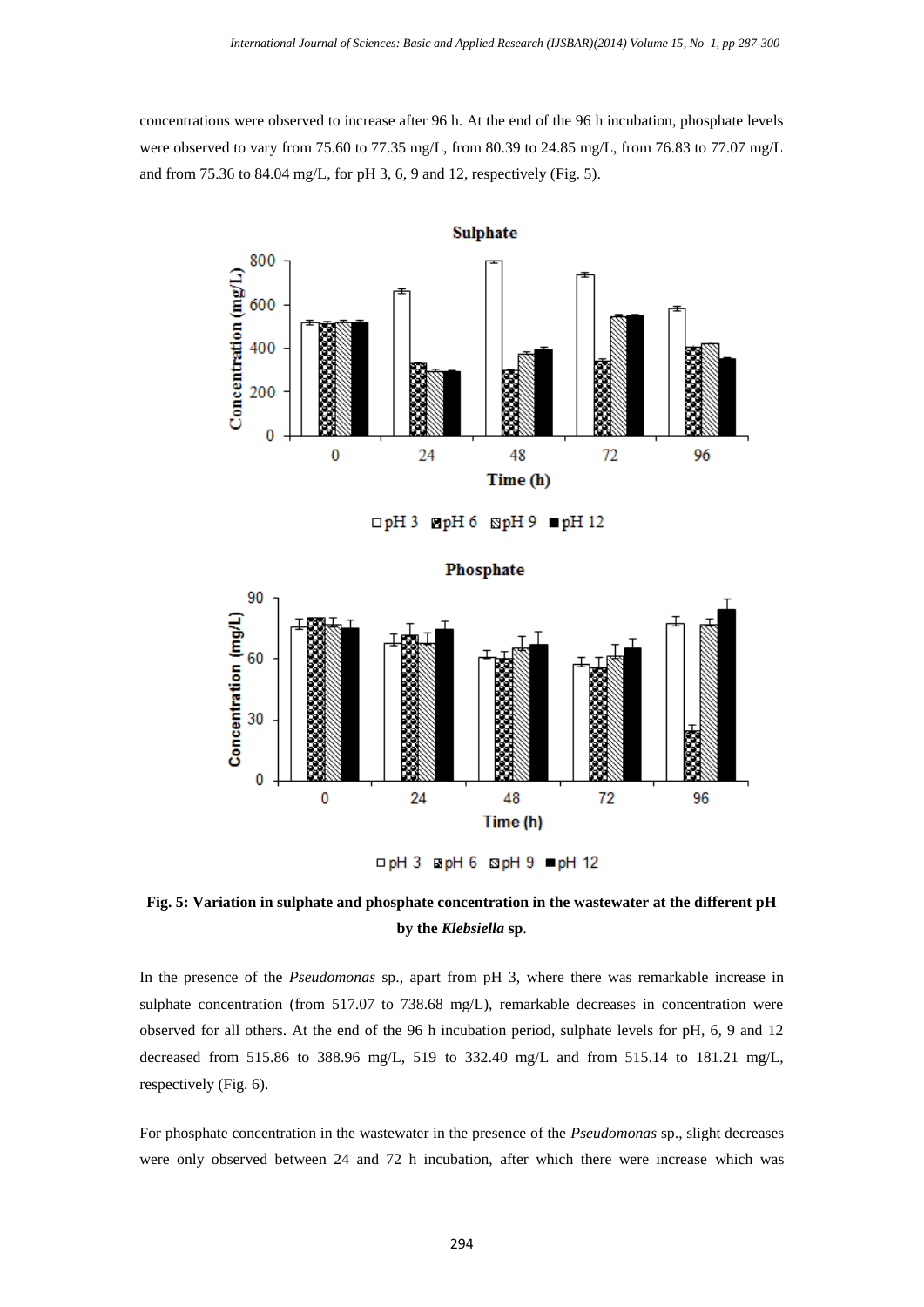concentrations were observed to increase after 96 h. At the end of the 96 h incubation, phosphate levels were observed to vary from 75.60 to 77.35 mg/L, from 80.39 to 24.85 mg/L, from 76.83 to 77.07 mg/L and from 75.36 to 84.04 mg/L, for pH 3, 6, 9 and 12, respectively (Fig. 5).

**Fig. 5: Variation in sulphate and phosphate concentration in the wastewater at the different pH by the *Klebsiella* sp.**

In the presence of the *Pseudomonas* sp., apart from pH 3, where there was remarkable increase in sulphate concentration (from 517.07 to 738.68 mg/L), remarkable decreases in concentration were observed for all others. At the end of the 96 h incubation period, sulphate levels for pH, 6, 9 and 12 decreased from 515.86 to 388.96 mg/L, 519 to 332.40 mg/L and from 515.14 to 181.21 mg/L, respectively (Fig. 6).

For phosphate concentration in the wastewater in the presence of the *Pseudomonas* sp., slight decreases were only observed between 24 and 72 h incubation, after which there were increase which was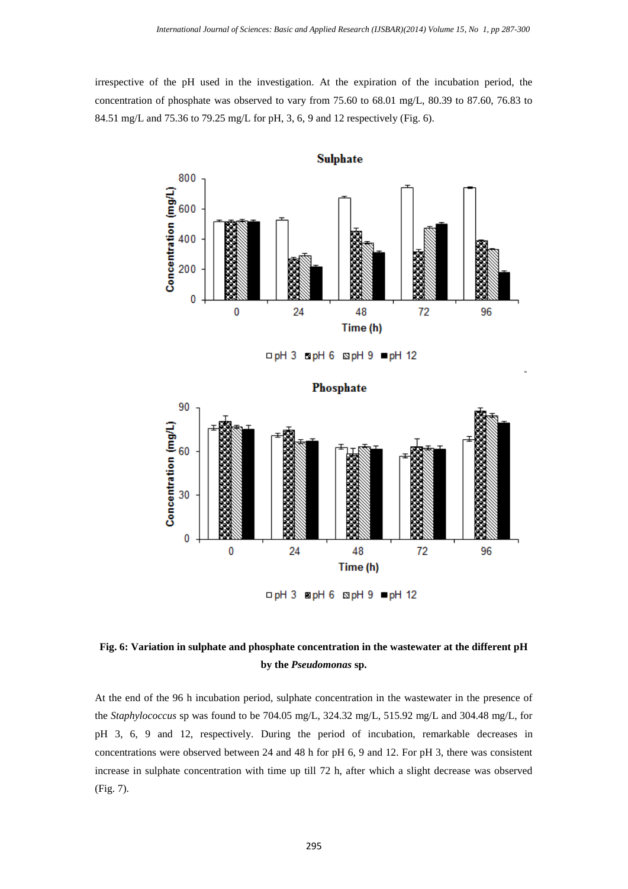irrespective of the pH used in the investigation. At the expiration of the incubation period, the concentration of phosphate was observed to vary from 75.60 to 68.01 mg/L, 80.39 to 87.60, 76.83 to 84.51 mg/L and 75.36 to 79.25 mg/L for pH, 3, 6, 9 and 12 respectively (Fig. 6).

**Fig. 6: Variation in sulphate and phosphate concentration in the wastewater at the different pH by the *Pseudomonas* sp.**

At the end of the 96 h incubation period, sulphate concentration in the wastewater in the presence of the *Staphylococcus* sp was found to be 704.05 mg/L, 324.32 mg/L, 515.92 mg/L and 304.48 mg/L, for pH 3, 6, 9 and 12, respectively. During the period of incubation, remarkable decreases in concentrations were observed between 24 and 48 h for pH 6, 9 and 12. For pH 3, there was consistent increase in sulphate concentration with time up till 72 h, after which a slight decrease was observed (Fig. 7).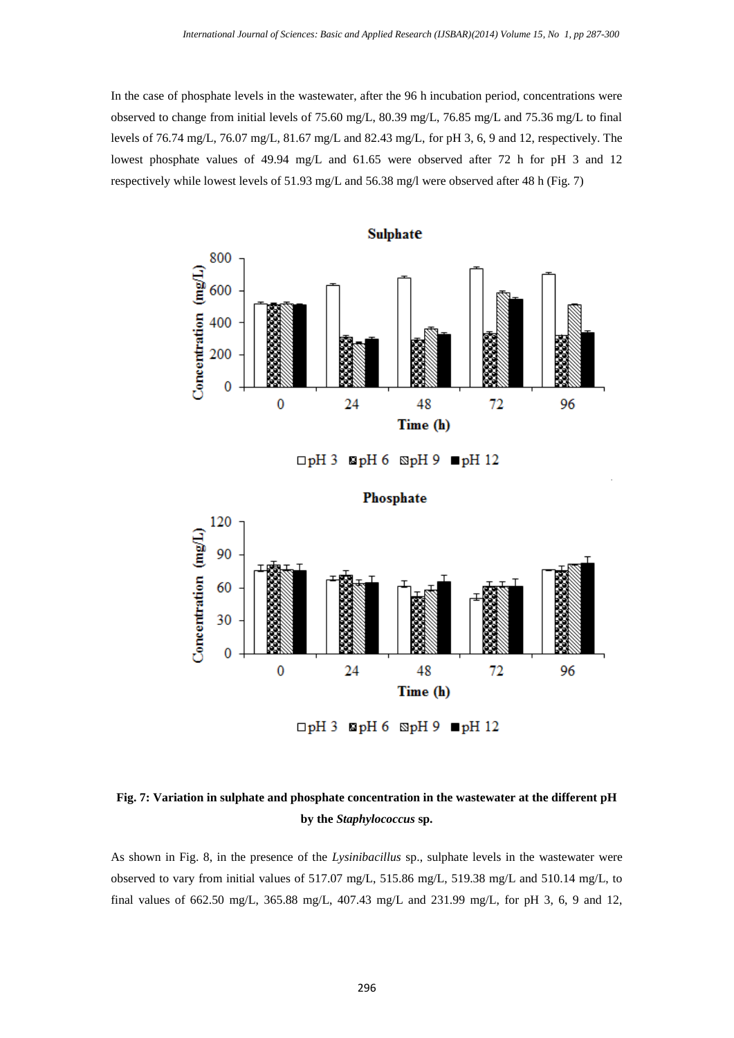In the case of phosphate levels in the wastewater, after the 96 h incubation period, concentrations were observed to change from initial levels of 75.60 mg/L, 80.39 mg/L, 76.85 mg/L and 75.36 mg/L to final levels of 76.74 mg/L, 76.07 mg/L, 81.67 mg/L and 82.43 mg/L, for pH 3, 6, 9 and 12, respectively. The lowest phosphate values of 49.94 mg/L and 61.65 were observed after 72 h for pH 3 and 12 respectively while lowest levels of 51.93 mg/L and 56.38 mg/l were observed after 48 h (Fig. 7)

**Fig. 7: Variation in sulphate and phosphate concentration in the wastewater at the different pH by the *Staphylococcus* sp.**

As shown in Fig. 8, in the presence of the *Lysinibacillus* sp., sulphate levels in the wastewater were observed to vary from initial values of 517.07 mg/L, 515.86 mg/L, 519.38 mg/L and 510.14 mg/L, to final values of 662.50 mg/L, 365.88 mg/L, 407.43 mg/L and 231.99 mg/L, for pH 3, 6, 9 and 12,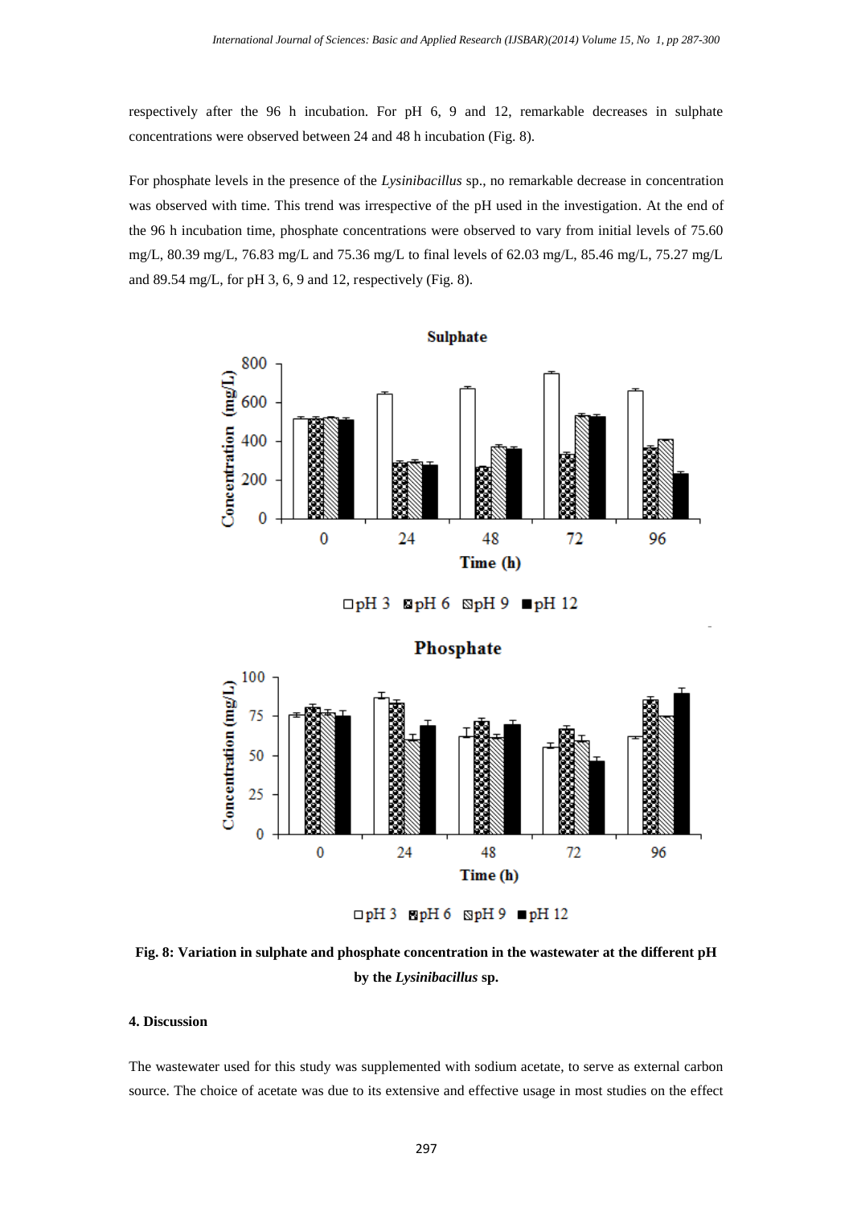respectively after the 96 h incubation. For pH 6, 9 and 12, remarkable decreases in sulphate concentrations were observed between 24 and 48 h incubation (Fig. 8).

For phosphate levels in the presence of the *Lysinibacillus* sp., no remarkable decrease in concentration was observed with time. This trend was irrespective of the pH used in the investigation. At the end of the 96 h incubation time, phosphate concentrations were observed to vary from initial levels of 75.60 mg/L, 80.39 mg/L, 76.83 mg/L and 75.36 mg/L to final levels of 62.03 mg/L, 85.46 mg/L, 75.27 mg/L and 89.54 mg/L, for pH 3, 6, 9 and 12, respectively (Fig. 8).

**Fig. 8: Variation in sulphate and phosphate concentration in the wastewater at the different pH by the *Lysinibacillus* sp.**

## 4. Discussion

The wastewater used for this study was supplemented with sodium acetate, to serve as external carbon source. The choice of acetate was due to its extensive and effective usage in most studies on the effect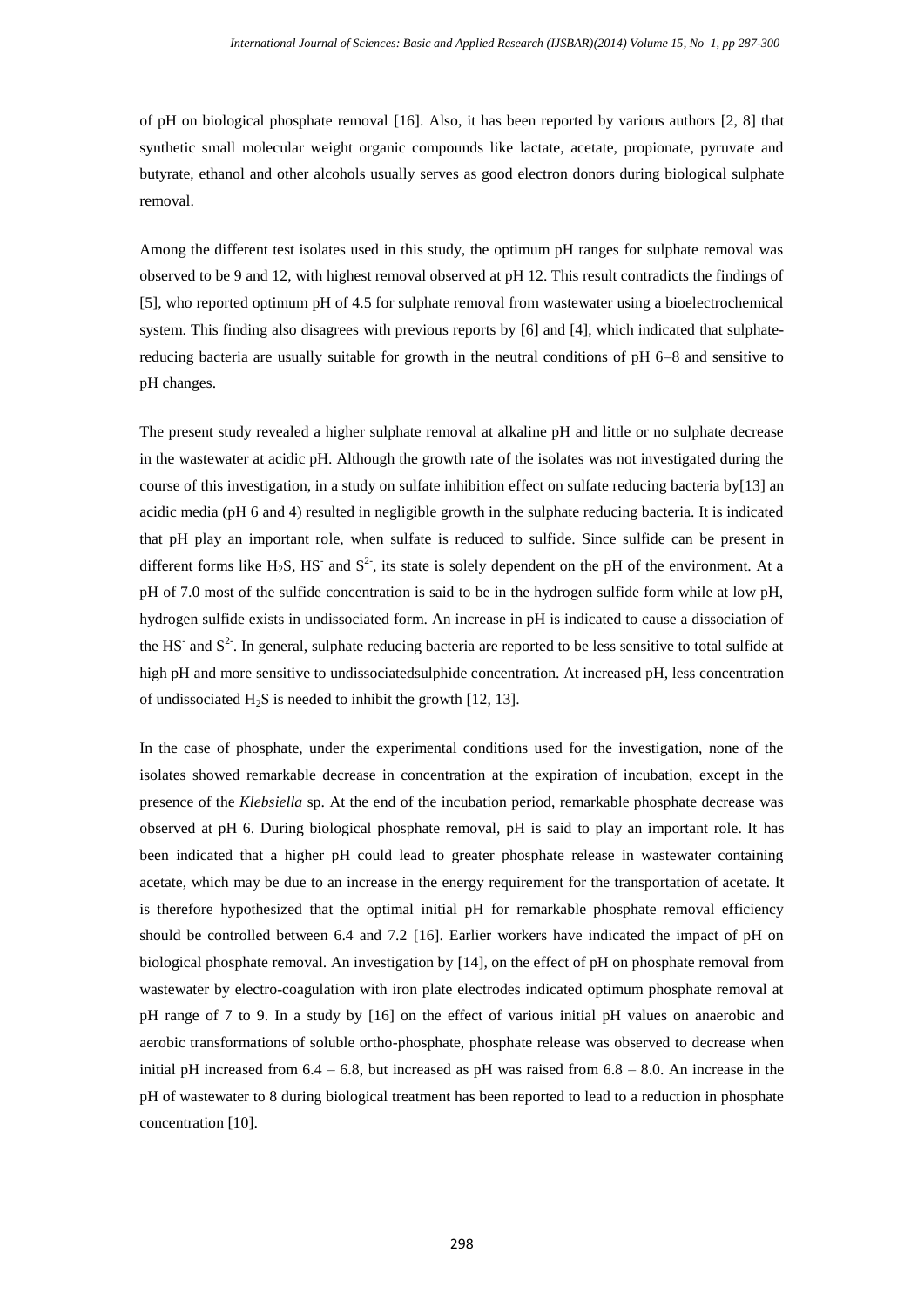of pH on biological phosphate removal [16]. Also, it has been reported by various authors [2, 8] that synthetic small molecular weight organic compounds like lactate, acetate, propionate, pyruvate and butyrate, ethanol and other alcohols usually serves as good electron donors during biological sulphate removal.

Among the different test isolates used in this study, the optimum pH ranges for sulphate removal was observed to be 9 and 12, with highest removal observed at pH 12. This result contradicts the findings of [5], who reported optimum pH of 4.5 for sulphate removal from wastewater using a bioelectrochemical system. This finding also disagrees with previous reports by [6] and [4], which indicated that sulphate-reducing bacteria are usually suitable for growth in the neutral conditions of pH 6–8 and sensitive to pH changes.

The present study revealed a higher sulphate removal at alkaline pH and little or no sulphate decrease in the wastewater at acidic pH. Although the growth rate of the isolates was not investigated during the course of this investigation, in a study on sulfate inhibition effect on sulfate reducing bacteria by[13] an acidic media (pH 6 and 4) resulted in negligible growth in the sulphate reducing bacteria. It is indicated that pH play an important role, when sulfate is reduced to sulfide. Since sulfide can be present in different forms like $H_2S$, $HS^-$ and $S^{2-}$, its state is solely dependent on the pH of the environment. At a pH of 7.0 most of the sulfide concentration is said to be in the hydrogen sulfide form while at low pH, hydrogen sulfide exists in undissociated form. An increase in pH is indicated to cause a dissociation of the $HS^-$ and $S^{2-}$. In general, sulphate reducing bacteria are reported to be less sensitive to total sulfide at high pH and more sensitive to undissociatedsulphide concentration. At increased pH, less concentration of undissociated $H_2S$ is needed to inhibit the growth [12, 13].

In the case of phosphate, under the experimental conditions used for the investigation, none of the isolates showed remarkable decrease in concentration at the expiration of incubation, except in the presence of the *Klebsiella* sp. At the end of the incubation period, remarkable phosphate decrease was observed at pH 6. During biological phosphate removal, pH is said to play an important role. It has been indicated that a higher pH could lead to greater phosphate release in wastewater containing acetate, which may be due to an increase in the energy requirement for the transportation of acetate. It is therefore hypothesized that the optimal initial pH for remarkable phosphate removal efficiency should be controlled between 6.4 and 7.2 [16]. Earlier workers have indicated the impact of pH on biological phosphate removal. An investigation by [14], on the effect of pH on phosphate removal from wastewater by electro-coagulation with iron plate electrodes indicated optimum phosphate removal at pH range of 7 to 9. In a study by [16] on the effect of various initial pH values on anaerobic and aerobic transformations of soluble ortho-phosphate, phosphate release was observed to decrease when initial pH increased from 6.4 – 6.8, but increased as pH was raised from 6.8 – 8.0. An increase in the pH of wastewater to 8 during biological treatment has been reported to lead to a reduction in phosphate concentration [10].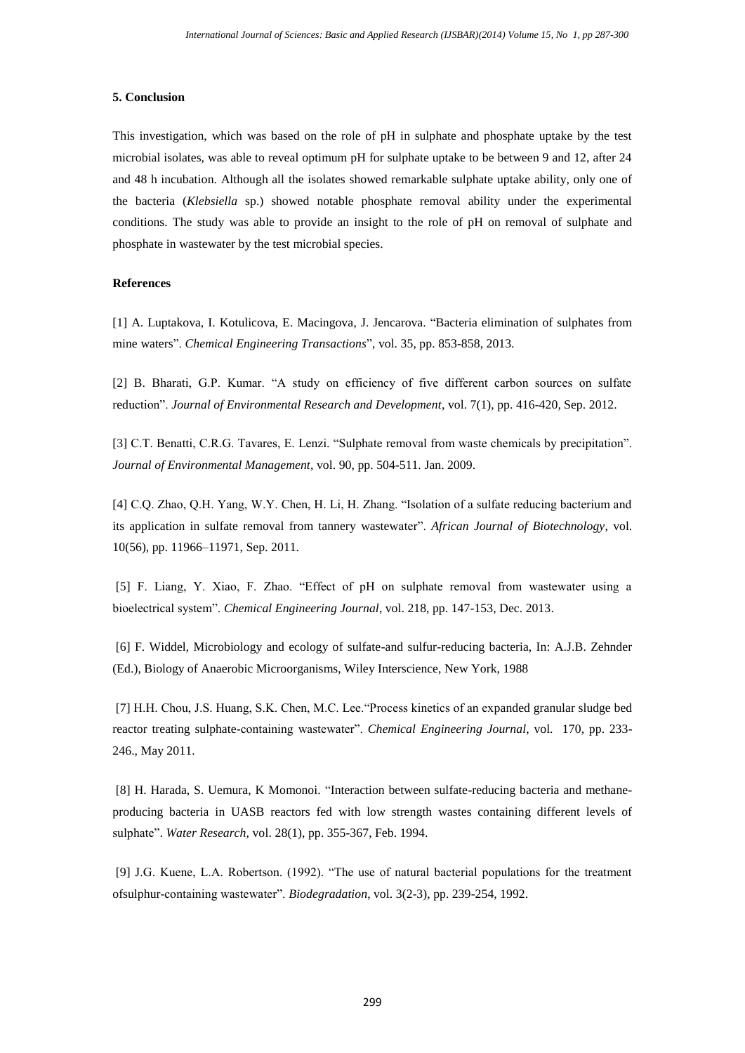## 5. Conclusion

This investigation, which was based on the role of pH in sulphate and phosphate uptake by the test microbial isolates, was able to reveal optimum pH for sulphate uptake to be between 9 and 12, after 24 and 48 h incubation. Although all the isolates showed remarkable sulphate uptake ability, only one of the bacteria (*Klebsiella* sp.) showed notable phosphate removal ability under the experimental conditions. The study was able to provide an insight to the role of pH on removal of sulphate and phosphate in wastewater by the test microbial species.

## References

[1] A. Luptakova, I. Kotulicova, E. Macingova, J. Jencarova. "Bacteria elimination of sulphates from mine waters". *Chemical Engineering Transactions*", vol. 35, pp. 853-858, 2013.

[2] B. Bharati, G.P. Kumar. "A study on efficiency of five different carbon sources on sulfate reduction". *Journal of Environmental Research and Development*, vol. 7(1), pp. 416-420, Sep. 2012.

[3] C.T. Benatti, C.R.G. Tavares, E. Lenzi. "Sulphate removal from waste chemicals by precipitation". *Journal of Environmental Management*, vol. 90, pp. 504-511. Jan. 2009.

[4] C.Q. Zhao, Q.H. Yang, W.Y. Chen, H. Li, H. Zhang. "Isolation of a sulfate reducing bacterium and its application in sulfate removal from tannery wastewater". *African Journal of Biotechnology*, vol. 10(56), pp. 11966–11971, Sep. 2011.

[5] F. Liang, Y. Xiao, F. Zhao. "Effect of pH on sulphate removal from wastewater using a bioelectrical system". *Chemical Engineering Journal*, vol. 218, pp. 147-153, Dec. 2013.

[6] F. Widdel, Microbiology and ecology of sulfate-and sulfur-reducing bacteria, In: A.J.B. Zehnder (Ed.), Biology of Anaerobic Microorganisms, Wiley Interscience, New York, 1988

[7] H.H. Chou, J.S. Huang, S.K. Chen, M.C. Lee."Process kinetics of an expanded granular sludge bed reactor treating sulphate-containing wastewater". *Chemical Engineering Journal*, vol. 170, pp. 233-246., May 2011.

[8] H. Harada, S. Uemura, K Momonoi. "Interaction between sulfate-reducing bacteria and methane-producing bacteria in UASB reactors fed with low strength wastes containing different levels of sulphate". *Water Research*, vol. 28(1), pp. 355-367, Feb. 1994.

[9] J.G. Kuene, L.A. Robertson. (1992). "The use of natural bacterial populations for the treatment ofsulphur-containing wastewater". *Biodegradation*, vol. 3(2-3), pp. 239-254, 1992.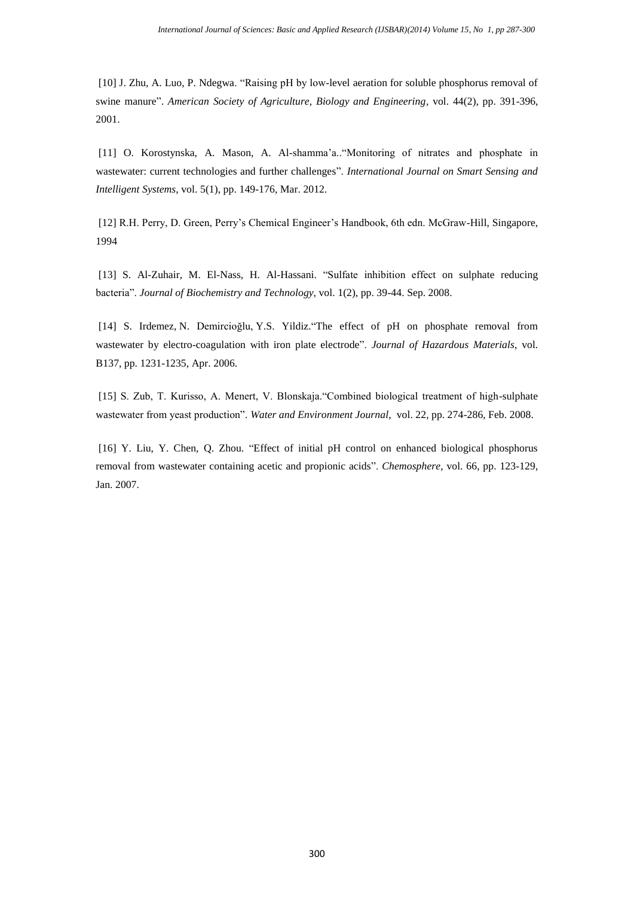[10] J. Zhu, A. Luo, P. Ndegwa. "Raising pH by low-level aeration for soluble phosphorus removal of swine manure". *American Society of Agriculture, Biology and Engineering*, vol. 44(2), pp. 391-396, 2001.

[11] O. Korostynska, A. Mason, A. Al-shamma'a..“Monitoring of nitrates and phosphate in wastewater: current technologies and further challenges”. *International Journal on Smart Sensing and Intelligent Systems*, vol. 5(1), pp. 149-176, Mar. 2012.

[12] R.H. Perry, D. Green, Perry's Chemical Engineer's Handbook, 6th edn. McGraw-Hill, Singapore, 1994

[13] S. Al-Zuhair, M. El-Nass, H. Al-Hassani. "Sulfate inhibition effect on sulphate reducing bacteria". *Journal of Biochemistry and Technology*, vol. 1(2), pp. 39-44. Sep. 2008.

[14] S. Irdemez, N. Demircioğlu, Y.S. Yildiz.“The effect of pH on phosphate removal from wastewater by electro-coagulation with iron plate electrode”. *Journal of Hazardous Materials*, vol. B137, pp. 1231-1235, Apr. 2006.

[15] S. Zub, T. Kurisso, A. Menert, V. Blonskaja.“Combined biological treatment of high-sulphate wastewater from yeast production”. *Water and Environment Journal*, vol. 22, pp. 274-286, Feb. 2008.

[16] Y. Liu, Y. Chen, Q. Zhou. "Effect of initial pH control on enhanced biological phosphorus removal from wastewater containing acetic and propionic acids". *Chemosphere*, vol. 66, pp. 123-129, Jan. 2007.